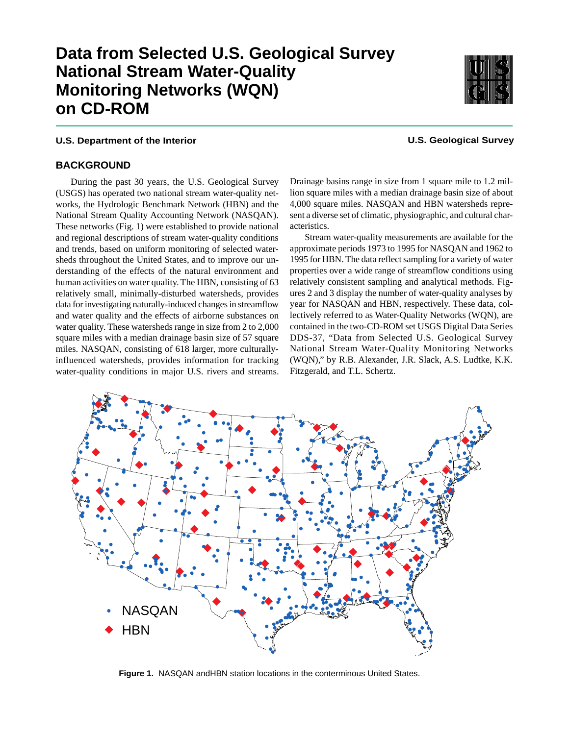# Data from Selected U.S. Geological Survey National Stream Water-Quality Monitoring Networks (WQN) on CD-ROM

**U.S. Department of the Interior** | **U.S. Geological Survey**

## BACKGROUND

During the past 30 years, the U.S. Geological Survey (USGS) has operated two national stream water-quality networks, the Hydrologic Benchmark Network (HBN) and the National Stream Quality Accounting Network (NASQAN). These networks (Fig. 1) were established to provide national and regional descriptions of stream water-quality conditions and trends, based on uniform monitoring of selected watersheds throughout the United States, and to improve our understanding of the effects of the natural environment and human activities on water quality. The HBN, consisting of 63 relatively small, minimally-disturbed watersheds, provides data for investigating naturally-induced changes in streamflow and water quality and the effects of airborne substances on water quality. These watersheds range in size from 2 to 2,000 square miles with a median drainage basin size of 57 square miles. NASQAN, consisting of 618 larger, more culturally-influenced watersheds, provides information for tracking water-quality conditions in major U.S. rivers and streams. Drainage basins range in size from 1 square mile to 1.2 million square miles with a median drainage basin size of about 4,000 square miles. NASQAN and HBN watersheds represent a diverse set of climatic, physiographic, and cultural characteristics.

Stream water-quality measurements are available for the approximate periods 1973 to 1995 for NASQAN and 1962 to 1995 for HBN. The data reflect sampling for a variety of water properties over a wide range of streamflow conditions using relatively consistent sampling and analytical methods. Figures 2 and 3 display the number of water-quality analyses by year for NASQAN and HBN, respectively. These data, collectively referred to as Water-Quality Networks (WQN), are contained in the two-CD-ROM set USGS Digital Data Series DDS-37, "Data from Selected U.S. Geological Survey National Stream Water-Quality Monitoring Networks (WQN)," by R.B. Alexander, J.R. Slack, A.S. Ludtke, K.K. Fitzgerald, and T.L. Schertz.

**Figure 1.** NASQAN andHBN station locations in the conterminous United States.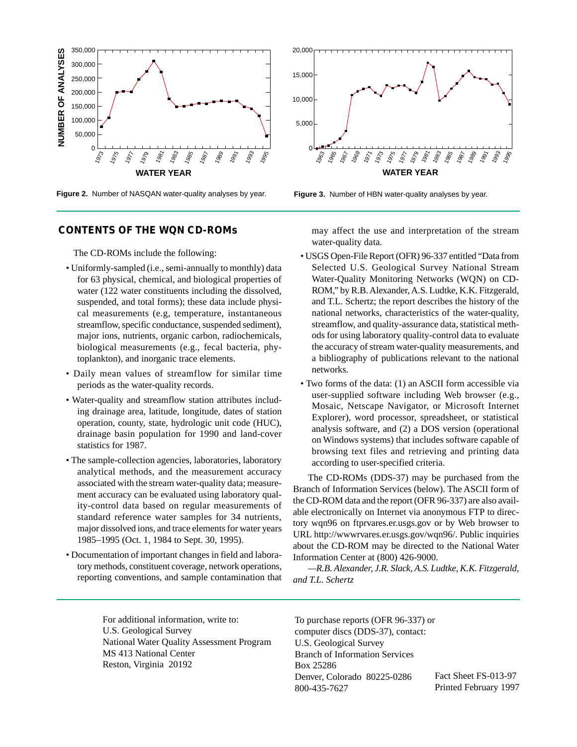NUMBER OF ANALYSES

350,000
300,000
250,000
200,000
150,000
100,000
50,000
0

1973 1975 1977 1979 1981 1983 1985 1987 1989 1991 1993 1995

WATER YEAR

**Figure 2.** Number of NASQAN water-quality analyses by year.

20,000
15,000
10,000
5,000
0

1963 1965 1967 1969 1971 1973 1975 1977 1979 1981 1983 1985 1987 1989 1991 1993 1995

WATER YEAR

**Figure 3.** Number of HBN water-quality analyses by year.

## CONTENTS OF THE WQN CD-ROMs

The CD-ROMs include the following:

- Uniformly-sampled (i.e., semi-annually to monthly) data for 63 physical, chemical, and biological properties of water (122 water constituents including the dissolved, suspended, and total forms); these data include physical measurements (e.g, temperature, instantaneous streamflow, specific conductance, suspended sediment), major ions, nutrients, organic carbon, radiochemicals, biological measurements (e.g., fecal bacteria, phytoplankton), and inorganic trace elements.
- Daily mean values of streamflow for similar time periods as the water-quality records.
- Water-quality and streamflow station attributes including drainage area, latitude, longitude, dates of station operation, county, state, hydrologic unit code (HUC), drainage basin population for 1990 and land-cover statistics for 1987.
- The sample-collection agencies, laboratories, laboratory analytical methods, and the measurement accuracy associated with the stream water-quality data; measurement accuracy can be evaluated using laboratory quality-control data based on regular measurements of standard reference water samples for 34 nutrients, major dissolved ions, and trace elements for water years 1985–1995 (Oct. 1, 1984 to Sept. 30, 1995).
- Documentation of important changes in field and laboratory methods, constituent coverage, network operations, reporting conventions, and sample contamination that may affect the use and interpretation of the stream water-quality data.
- USGS Open-File Report (OFR) 96-337 entitled “Data from Selected U.S. Geological Survey National Stream Water-Quality Monitoring Networks (WQN) on CD-ROM,” by R.B. Alexander, A.S. Ludtke, K.K. Fitzgerald, and T.L. Schertz; the report describes the history of the national networks, characteristics of the water-quality, streamflow, and quality-assurance data, statistical methods for using laboratory quality-control data to evaluate the accuracy of stream water-quality measurements, and a bibliography of publications relevant to the national networks.
- Two forms of the data: (1) an ASCII form accessible via user-supplied software including Web browser (e.g., Mosaic, Netscape Navigator, or Microsoft Internet Explorer), word processor, spreadsheet, or statistical analysis software, and (2) a DOS version (operational on Windows systems) that includes software capable of browsing text files and retrieving and printing data according to user-specified criteria.

The CD-ROMs (DDS-37) may be purchased from the Branch of Information Services (below). The ASCII form of the CD-ROM data and the report (OFR 96-337) are also available electronically on Internet via anonymous FTP to directory wqn96 on ftprvares.er.usgs.gov or by Web browser to URL http://wwwrvares.er.usgs.gov/wqn96/. Public inquiries about the CD-ROM may be directed to the National Water Information Center at (800) 426-9000.

*—R.B. Alexander, J.R. Slack, A.S. Ludtke, K.K. Fitzgerald, and T.L. Schertz*

For additional information, write to:
U.S. Geological Survey
National Water Quality Assessment Program
MS 413 National Center
Reston, Virginia 20192

To purchase reports (OFR 96-337) or
computer discs (DDS-37), contact:
U.S. Geological Survey
Branch of Information Services
Box 25286
Denver, Colorado 80225-0286
800-435-7627

Fact Sheet FS-013-97
Printed February 1997